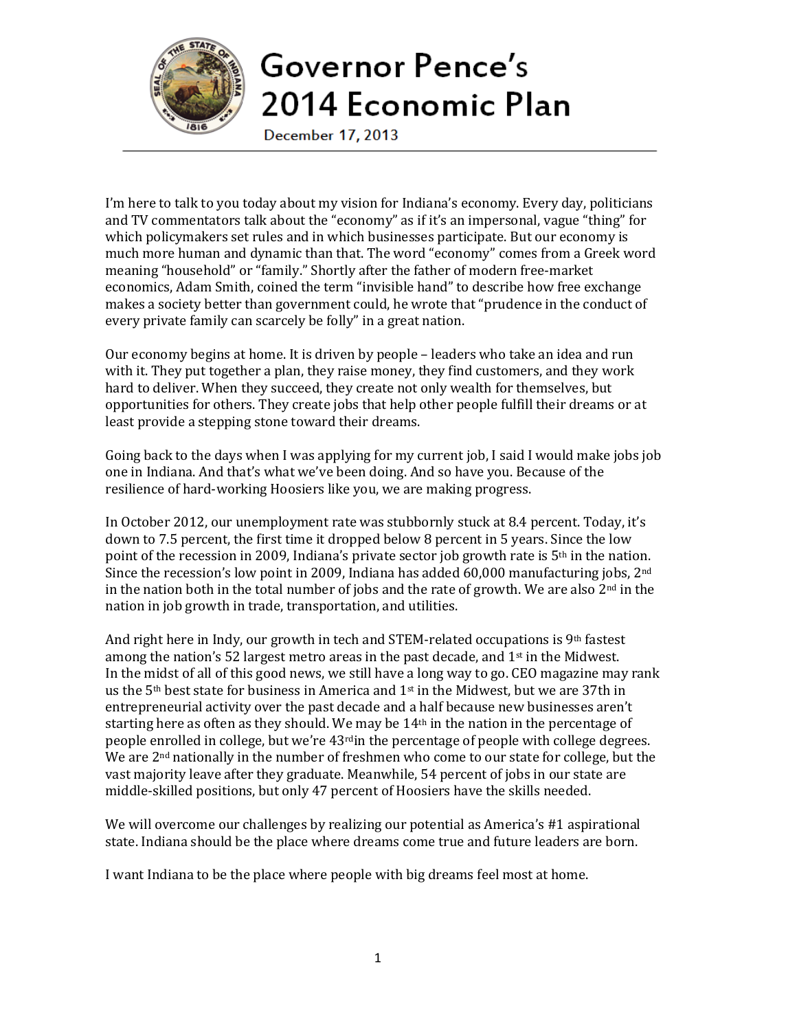# Governor Pence's 2014 Economic Plan

December 17, 2013

I'm here to talk to you today about my vision for Indiana's economy. Every day, politicians and TV commentators talk about the "economy" as if it's an impersonal, vague "thing" for which policymakers set rules and in which businesses participate. But our economy is much more human and dynamic than that. The word "economy" comes from a Greek word meaning "household" or "family." Shortly after the father of modern free-market economics, Adam Smith, coined the term "invisible hand" to describe how free exchange makes a society better than government could, he wrote that "prudence in the conduct of every private family can scarcely be folly" in a great nation.

Our economy begins at home. It is driven by people – leaders who take an idea and run with it. They put together a plan, they raise money, they find customers, and they work hard to deliver. When they succeed, they create not only wealth for themselves, but opportunities for others. They create jobs that help other people fulfill their dreams or at least provide a stepping stone toward their dreams.

Going back to the days when I was applying for my current job, I said I would make jobs job one in Indiana. And that's what we've been doing. And so have you. Because of the resilience of hard-working Hoosiers like you, we are making progress.

In October 2012, our unemployment rate was stubbornly stuck at 8.4 percent. Today, it's down to 7.5 percent, the first time it dropped below 8 percent in 5 years. Since the low point of the recession in 2009, Indiana's private sector job growth rate is 5th in the nation. Since the recession's low point in 2009, Indiana has added 60,000 manufacturing jobs, 2nd in the nation both in the total number of jobs and the rate of growth. We are also 2nd in the nation in job growth in trade, transportation, and utilities.

And right here in Indy, our growth in tech and STEM-related occupations is 9th fastest among the nation's 52 largest metro areas in the past decade, and 1st in the Midwest. In the midst of all of this good news, we still have a long way to go. CEO magazine may rank us the 5th best state for business in America and 1st in the Midwest, but we are 37th in entrepreneurial activity over the past decade and a half because new businesses aren't starting here as often as they should. We may be 14th in the nation in the percentage of people enrolled in college, but we're 43rd in the percentage of people with college degrees. We are 2nd nationally in the number of freshmen who come to our state for college, but the vast majority leave after they graduate. Meanwhile, 54 percent of jobs in our state are middle-skilled positions, but only 47 percent of Hoosiers have the skills needed.

We will overcome our challenges by realizing our potential as America's #1 aspirational state. Indiana should be the place where dreams come true and future leaders are born.

I want Indiana to be the place where people with big dreams feel most at home.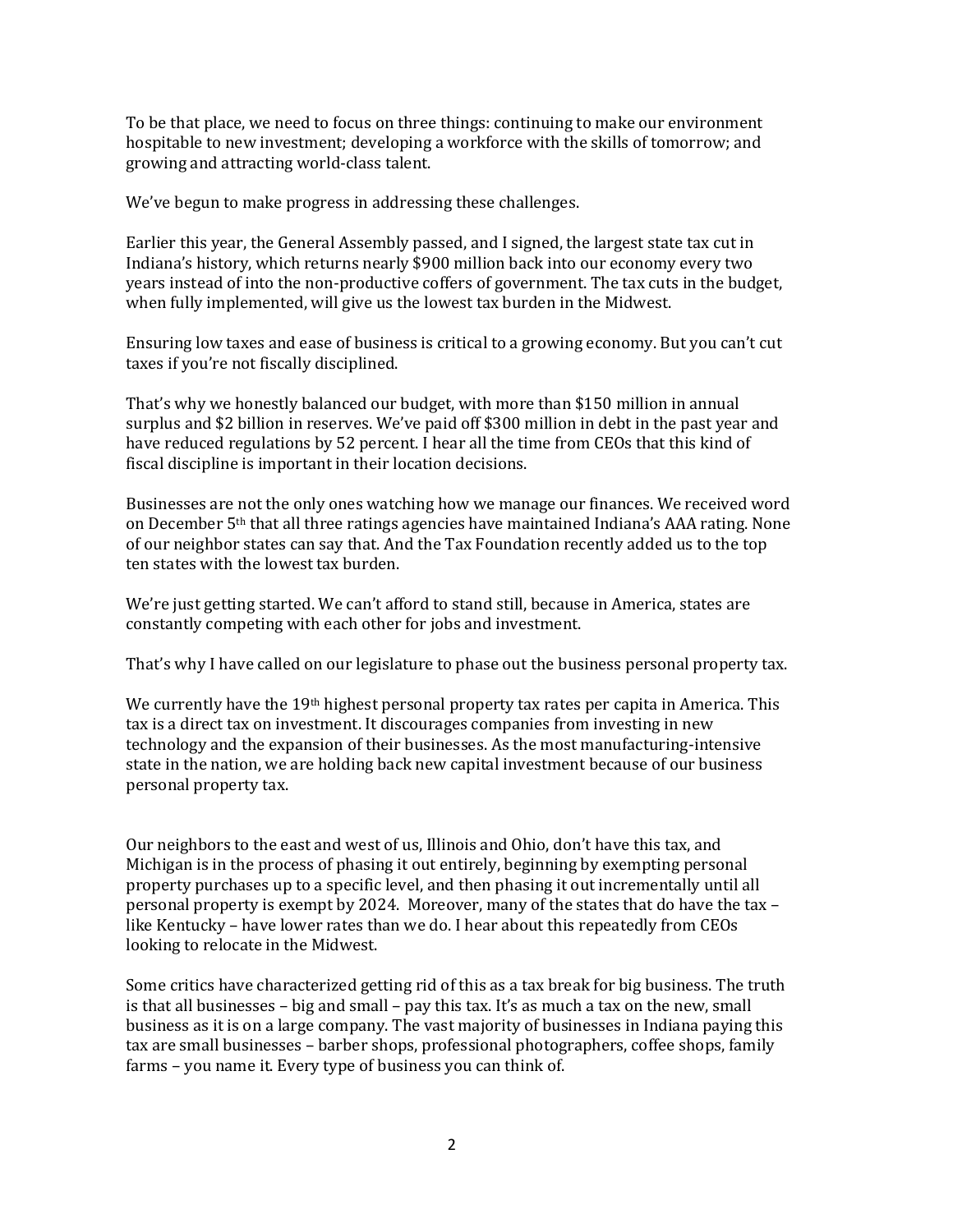To be that place, we need to focus on three things: continuing to make our environment hospitable to new investment; developing a workforce with the skills of tomorrow; and growing and attracting world-class talent.

We've begun to make progress in addressing these challenges.

Earlier this year, the General Assembly passed, and I signed, the largest state tax cut in Indiana's history, which returns nearly $900 million back into our economy every two years instead of into the non-productive coffers of government. The tax cuts in the budget, when fully implemented, will give us the lowest tax burden in the Midwest.

Ensuring low taxes and ease of business is critical to a growing economy. But you can't cut taxes if you're not fiscally disciplined.

That's why we honestly balanced our budget, with more than $150 million in annual surplus and $2 billion in reserves. We've paid off $300 million in debt in the past year and have reduced regulations by 52 percent. I hear all the time from CEOs that this kind of fiscal discipline is important in their location decisions.

Businesses are not the only ones watching how we manage our finances. We received word on December 5th that all three ratings agencies have maintained Indiana's AAA rating. None of our neighbor states can say that. And the Tax Foundation recently added us to the top ten states with the lowest tax burden.

We're just getting started. We can't afford to stand still, because in America, states are constantly competing with each other for jobs and investment.

That's why I have called on our legislature to phase out the business personal property tax.

We currently have the 19th highest personal property tax rates per capita in America. This tax is a direct tax on investment. It discourages companies from investing in new technology and the expansion of their businesses. As the most manufacturing-intensive state in the nation, we are holding back new capital investment because of our business personal property tax.

Our neighbors to the east and west of us, Illinois and Ohio, don't have this tax, and Michigan is in the process of phasing it out entirely, beginning by exempting personal property purchases up to a specific level, and then phasing it out incrementally until all personal property is exempt by 2024. Moreover, many of the states that do have the tax – like Kentucky – have lower rates than we do. I hear about this repeatedly from CEOs looking to relocate in the Midwest.

Some critics have characterized getting rid of this as a tax break for big business. The truth is that all businesses – big and small – pay this tax. It's as much a tax on the new, small business as it is on a large company. The vast majority of businesses in Indiana paying this tax are small businesses – barber shops, professional photographers, coffee shops, family farms – you name it. Every type of business you can think of.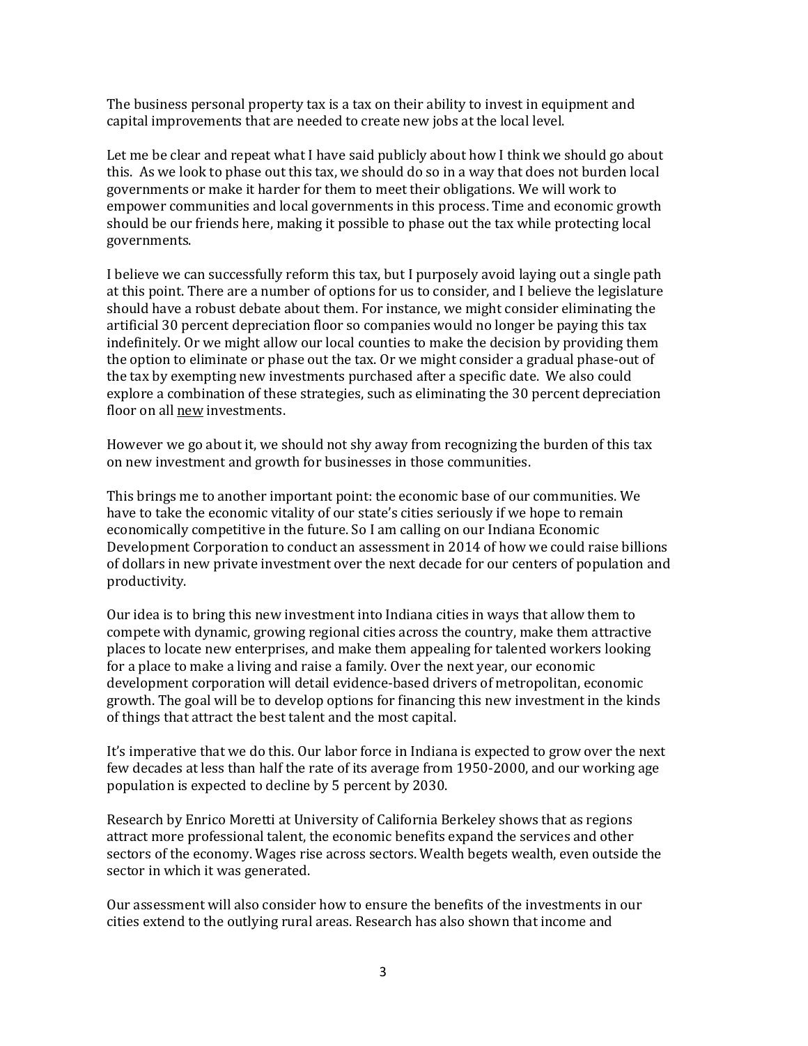The business personal property tax is a tax on their ability to invest in equipment and capital improvements that are needed to create new jobs at the local level.

Let me be clear and repeat what I have said publicly about how I think we should go about this. As we look to phase out this tax, we should do so in a way that does not burden local governments or make it harder for them to meet their obligations. We will work to empower communities and local governments in this process. Time and economic growth should be our friends here, making it possible to phase out the tax while protecting local governments.

I believe we can successfully reform this tax, but I purposely avoid laying out a single path at this point. There are a number of options for us to consider, and I believe the legislature should have a robust debate about them. For instance, we might consider eliminating the artificial 30 percent depreciation floor so companies would no longer be paying this tax indefinitely. Or we might allow our local counties to make the decision by providing them the option to eliminate or phase out the tax. Or we might consider a gradual phase-out of the tax by exempting new investments purchased after a specific date. We also could explore a combination of these strategies, such as eliminating the 30 percent depreciation floor on all <u>new</u> investments.

However we go about it, we should not shy away from recognizing the burden of this tax on new investment and growth for businesses in those communities.

This brings me to another important point: the economic base of our communities. We have to take the economic vitality of our state's cities seriously if we hope to remain economically competitive in the future. So I am calling on our Indiana Economic Development Corporation to conduct an assessment in 2014 of how we could raise billions of dollars in new private investment over the next decade for our centers of population and productivity.

Our idea is to bring this new investment into Indiana cities in ways that allow them to compete with dynamic, growing regional cities across the country, make them attractive places to locate new enterprises, and make them appealing for talented workers looking for a place to make a living and raise a family. Over the next year, our economic development corporation will detail evidence-based drivers of metropolitan, economic growth. The goal will be to develop options for financing this new investment in the kinds of things that attract the best talent and the most capital.

It's imperative that we do this. Our labor force in Indiana is expected to grow over the next few decades at less than half the rate of its average from 1950-2000, and our working age population is expected to decline by 5 percent by 2030.

Research by Enrico Moretti at University of California Berkeley shows that as regions attract more professional talent, the economic benefits expand the services and other sectors of the economy. Wages rise across sectors. Wealth begets wealth, even outside the sector in which it was generated.

Our assessment will also consider how to ensure the benefits of the investments in our cities extend to the outlying rural areas. Research has also shown that income and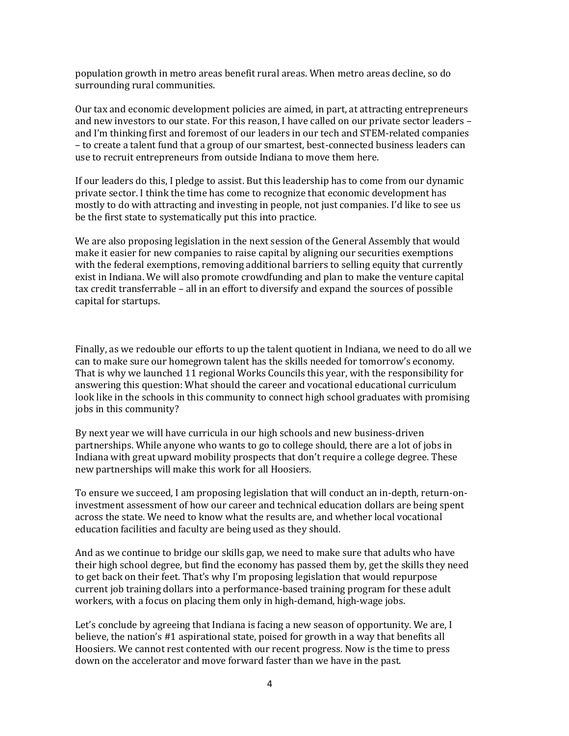population growth in metro areas benefit rural areas. When metro areas decline, so do surrounding rural communities.

Our tax and economic development policies are aimed, in part, at attracting entrepreneurs and new investors to our state. For this reason, I have called on our private sector leaders – and I'm thinking first and foremost of our leaders in our tech and STEM-related companies – to create a talent fund that a group of our smartest, best-connected business leaders can use to recruit entrepreneurs from outside Indiana to move them here.

If our leaders do this, I pledge to assist. But this leadership has to come from our dynamic private sector. I think the time has come to recognize that economic development has mostly to do with attracting and investing in people, not just companies. I'd like to see us be the first state to systematically put this into practice.

We are also proposing legislation in the next session of the General Assembly that would make it easier for new companies to raise capital by aligning our securities exemptions with the federal exemptions, removing additional barriers to selling equity that currently exist in Indiana. We will also promote crowdfunding and plan to make the venture capital tax credit transferrable – all in an effort to diversify and expand the sources of possible capital for startups.

Finally, as we redouble our efforts to up the talent quotient in Indiana, we need to do all we can to make sure our homegrown talent has the skills needed for tomorrow's economy. That is why we launched 11 regional Works Councils this year, with the responsibility for answering this question: What should the career and vocational educational curriculum look like in the schools in this community to connect high school graduates with promising jobs in this community?

By next year we will have curricula in our high schools and new business-driven partnerships. While anyone who wants to go to college should, there are a lot of jobs in Indiana with great upward mobility prospects that don't require a college degree. These new partnerships will make this work for all Hoosiers.

To ensure we succeed, I am proposing legislation that will conduct an in-depth, return-on-investment assessment of how our career and technical education dollars are being spent across the state. We need to know what the results are, and whether local vocational education facilities and faculty are being used as they should.

And as we continue to bridge our skills gap, we need to make sure that adults who have their high school degree, but find the economy has passed them by, get the skills they need to get back on their feet. That's why I'm proposing legislation that would repurpose current job training dollars into a performance-based training program for these adult workers, with a focus on placing them only in high-demand, high-wage jobs.

Let's conclude by agreeing that Indiana is facing a new season of opportunity. We are, I believe, the nation's #1 aspirational state, poised for growth in a way that benefits all Hoosiers. We cannot rest contented with our recent progress. Now is the time to press down on the accelerator and move forward faster than we have in the past.